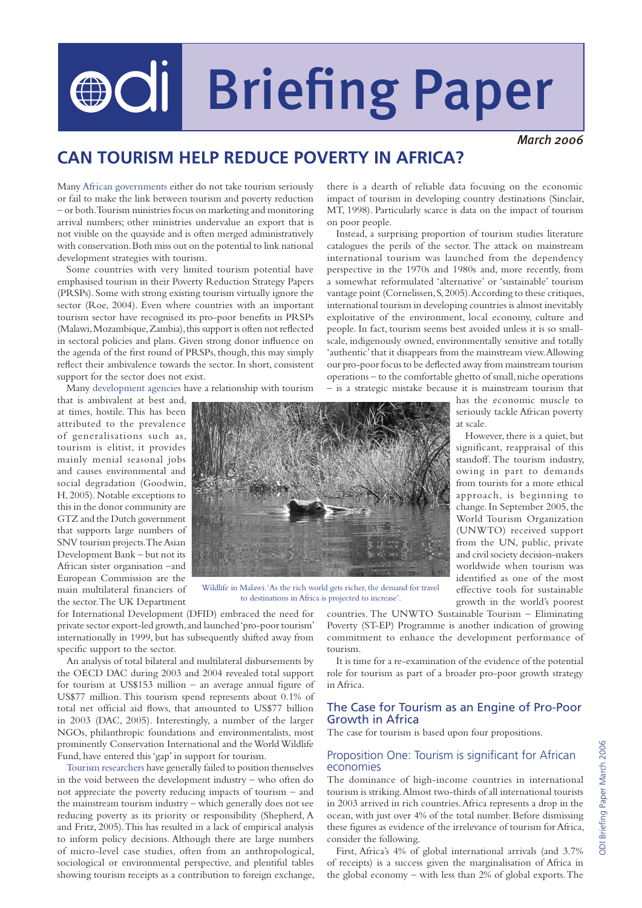# Briefing Paper

*March 2006*

## CAN TOURISM HELP REDUCE POVERTY IN AFRICA?

Many African governments either do not take tourism seriously or fail to make the link between tourism and poverty reduction – or both. Tourism ministries focus on marketing and monitoring arrival numbers; other ministries undervalue an export that is not visible on the quayside and is often merged administratively with conservation. Both miss out on the potential to link national development strategies with tourism.

Some countries with very limited tourism potential have emphasised tourism in their Poverty Reduction Strategy Papers (PRSPs). Some with strong existing tourism virtually ignore the sector (Roe, 2004). Even where countries with an important tourism sector have recognised its pro-poor benefits in PRSPs (Malawi, Mozambique, Zambia), this support is often not reflected in sectoral policies and plans. Given strong donor influence on the agenda of the first round of PRSPs, though, this may simply reflect their ambivalence towards the sector. In short, consistent support for the sector does not exist.

Many development agencies have a relationship with tourism that is ambivalent at best and, at times, hostile. This has been attributed to the prevalence of generalisations such as, tourism is elitist, it provides mainly menial seasonal jobs and causes environmental and social degradation (Goodwin, H, 2005). Notable exceptions to this in the donor community are GTZ and the Dutch government that supports large numbers of SNV tourism projects. The Asian Development Bank – but not its African sister organisation – and European Commission are the main multilateral financiers of the sector. The UK Department for International Development (DFID) embraced the need for private sector export-led growth, and launched 'pro-poor tourism' internationally in 1999, but has subsequently shifted away from specific support to the sector.

Wildlife in Malawi. 'As the rich world gets richer, the demand for travel to destinations in Africa is projected to increase'.

An analysis of total bilateral and multilateral disbursements by the OECD DAC during 2003 and 2004 revealed total support for tourism at US$153 million – an average annual figure of US$77 million. This tourism spend represents about 0.1% of total net official aid flows, that amounted to US$77 billion in 2003 (DAC, 2005). Interestingly, a number of the larger NGOs, philanthropic foundations and environmentalists, most prominently Conservation International and the World Wildlife Fund, have entered this 'gap' in support for tourism.

Tourism researchers have generally failed to position themselves in the void between the development industry – who often do not appreciate the poverty reducing impacts of tourism – and the mainstream tourism industry – which generally does not see reducing poverty as its priority or responsibility (Shepherd, A and Fritz, 2005). This has resulted in a lack of empirical analysis to inform policy decisions. Although there are large numbers of micro-level case studies, often from an anthropological, sociological or environmental perspective, and plentiful tables showing tourism receipts as a contribution to foreign exchange, there is a dearth of reliable data focusing on the economic impact of tourism in developing country destinations (Sinclair, MT, 1998). Particularly scarce is data on the impact of tourism on poor people.

Instead, a surprising proportion of tourism studies literature catalogues the perils of the sector. The attack on mainstream international tourism was launched from the dependency perspective in the 1970s and 1980s and, more recently, from a somewhat reformulated 'alternative' or 'sustainable' tourism vantage point (Cornelissen, S, 2005). According to these critiques, international tourism in developing countries is almost inevitably exploitative of the environment, local economy, culture and people. In fact, tourism seems best avoided unless it is so small-scale, indigenously owned, environmentally sensitive and totally 'authentic' that it disappears from the mainstream view. Allowing our pro-poor focus to be deflected away from mainstream tourism operations – to the comfortable ghetto of small, niche operations – is a strategic mistake because it is mainstream tourism that has the economic muscle to seriously tackle African poverty at scale.

However, there is a quiet, but significant, reappraisal of this standoff. The tourism industry, owing in part to demands from tourists for a more ethical approach, is beginning to change. In September 2005, the World Tourism Organization (UNWTO) received support from the UN, public, private and civil society decision-makers worldwide when tourism was identified as one of the most effective tools for sustainable growth in the world's poorest countries. The UNWTO Sustainable Tourism – Eliminating Poverty (ST-EP) Programme is another indication of growing commitment to enhance the development performance of tourism.

It is time for a re-examination of the evidence of the potential role for tourism as part of a broader pro-poor growth strategy in Africa.

### The Case for Tourism as an Engine of Pro-Poor Growth in Africa

The case for tourism is based upon four propositions.

### Proposition One: Tourism is significant for African economies

The dominance of high-income countries in international tourism is striking. Almost two-thirds of all international tourists in 2003 arrived in rich countries. Africa represents a drop in the ocean, with just over 4% of the total number. Before dismissing these figures as evidence of the irrelevance of tourism for Africa, consider the following.

First, Africa's 4% of global international arrivals (and 3.7% of receipts) is a success given the marginalisation of Africa in the global economy – with less than 2% of global exports. The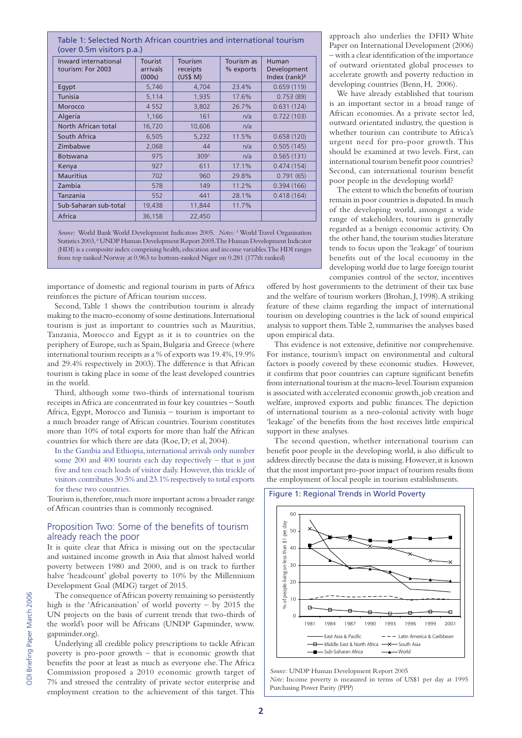Table 1: Selected North African countries and international tourism (over 0.5m visitors p.a.)

| Inward international tourism: For 2003 | Tourist arrivals (000s) | Tourism receipts (US$ M) | Tourism as % exports | Human Development Index (rank)[2] |
|---|---|---|---|---|
| Egypt | 5,746 | 4,704 | 23.4% | 0.659 (119) |
| Tunisia | 5,114 | 1,935 | 17.6% | 0.753 (89) |
| Morocco | 4 552 | 3,802 | 26.7% | 0.631 (124) |
| Algeria | 1,166 | 161 | n/a | 0.722 (103) |
| North African total | 16,720 | 10,606 | n/a | |
| South Africa | 6,505 | 5,232 | 11.5% | 0.658 (120) |
| Zimbabwe | 2,068 | 44 | n/a | 0.505 (145) |
| Botswana | 975 | 309[1] | n/a | 0.565 (131) |
| Kenya | 927 | 611 | 17.1% | 0.474 (154) |
| Mauritius | 702 | 960 | 29.8% | 0.791 (65) |
| Zambia | 578 | 149 | 11.2% | 0.394 (166) |
| Tanzania | 552 | 441 | 28.1% | 0.418 (164) |
| Sub-Saharan sub-total | 19,438 | 11,844 | 11.7% | |
| Africa | 36,158 | 22,450 | | |

*Source:* World Bank World Development Indicators 2005. *Notes:* [1] World Travel Organisation Statistics 2003, [2] UNDP Human Development Report 2005. The Human Development Indicator (HDI) is a composite index comprising health, education and income variables. The HDI ranges from top ranked Norway at 0.963 to bottom-ranked Niger on 0.281 (177th ranked)

importance of domestic and regional tourism in parts of Africa reinforces the picture of African tourism success.

Second, Table 1 shows the contribution tourism is already making to the macro-economy of some destinations. International tourism is just as important to countries such as Mauritius, Tanzania, Morocco and Egypt as it is to countries on the periphery of Europe, such as Spain, Bulgaria and Greece (where international tourism receipts as a % of exports was 19.4%, 19.9% and 29.4% respectively in 2003). The difference is that African tourism is taking place in some of the least developed countries in the world.

Third, although some two-thirds of international tourism receipts in Africa are concentrated in four key countries – South Africa, Egypt, Morocco and Tunisia – tourism is important to a much broader range of African countries. Tourism constitutes more than 10% of total exports for more than half the African countries for which there are data (Roe, D; et al, 2004).

In the Gambia and Ethiopia, international arrivals only number some 200 and 400 tourists each day respectively – that is just five and ten coach loads of visitor daily. However, this trickle of visitors contributes 30.5% and 23.1% respectively to total exports for these two countries.

Tourism is, therefore, much more important across a broader range of African countries than is commonly recognised.

## Proposition Two: Some of the benefits of tourism already reach the poor

It is quite clear that Africa is missing out on the spectacular and sustained income growth in Asia that almost halved world poverty between 1980 and 2000, and is on track to further halve 'headcount' global poverty to 10% by the Millennium Development Goal (MDG) target of 2015.

The consequence of African poverty remaining so persistently high is the 'Africanisation' of world poverty – by 2015 the UN projects on the basis of current trends that two-thirds of the world's poor will be Africans (UNDP Gapminder, www.gapminder.org).

Underlying all credible policy prescriptions to tackle African poverty is pro-poor growth – that is economic growth that benefits the poor at least as much as everyone else. The Africa Commission proposed a 2010 economic growth target of 7% and stressed the centrality of private sector enterprise and employment creation to the achievement of this target. This approach also underlies the DFID White Paper on International Development (2006) – with a clear identification of the importance of outward orientated global processes to accelerate growth and poverty reduction in developing countries (Benn, H, 2006).

We have already established that tourism is an important sector in a broad range of African economies. As a private sector led, outward orientated industry, the question is whether tourism can contribute to Africa's urgent need for pro-poor growth. This should be examined at two levels. First, can international tourism benefit poor countries? Second, can international tourism benefit poor people in the developing world?

The extent to which the benefits of tourism remain in poor countries is disputed. In much of the developing world, amongst a wide range of stakeholders, tourism is generally regarded as a benign economic activity. On the other hand, the tourism studies literature tends to focus upon the 'leakage' of tourism benefits out of the local economy in the developing world due to large foreign tourist companies control of the sector, incentives offered by host governments to the detriment of their tax base and the welfare of tourism workers (Brohan, J, 1998). A striking feature of these claims regarding the impact of international tourism on developing countries is the lack of sound empirical analysis to support them. Table 2, summarises the analyses based upon empirical data.

This evidence is not extensive, definitive nor comprehensive. For instance, tourism's impact on environmental and cultural factors is poorly covered by these economic studies. However, it confirms that poor countries can capture significant benefits from international tourism at the macro-level. Tourism expansion is associated with accelerated economic growth, job creation and welfare, improved exports and public finances. The depiction of international tourism as a neo-colonial activity with huge 'leakage' of the benefits from the host receives little empirical support in these analyses.

The second question, whether international tourism can benefit poor people in the developing world, is also difficult to address directly because the data is missing. However, it is known that the most important pro-poor impact of tourism results from the employment of local people in tourism establishments.

Figure 1: Regional Trends in World Poverty

*Source:* UNDP Human Development Report 2005
*Note:* Income poverty is measured in terms of US$1 per day at 1995 Purchasing Power Parity (PPP)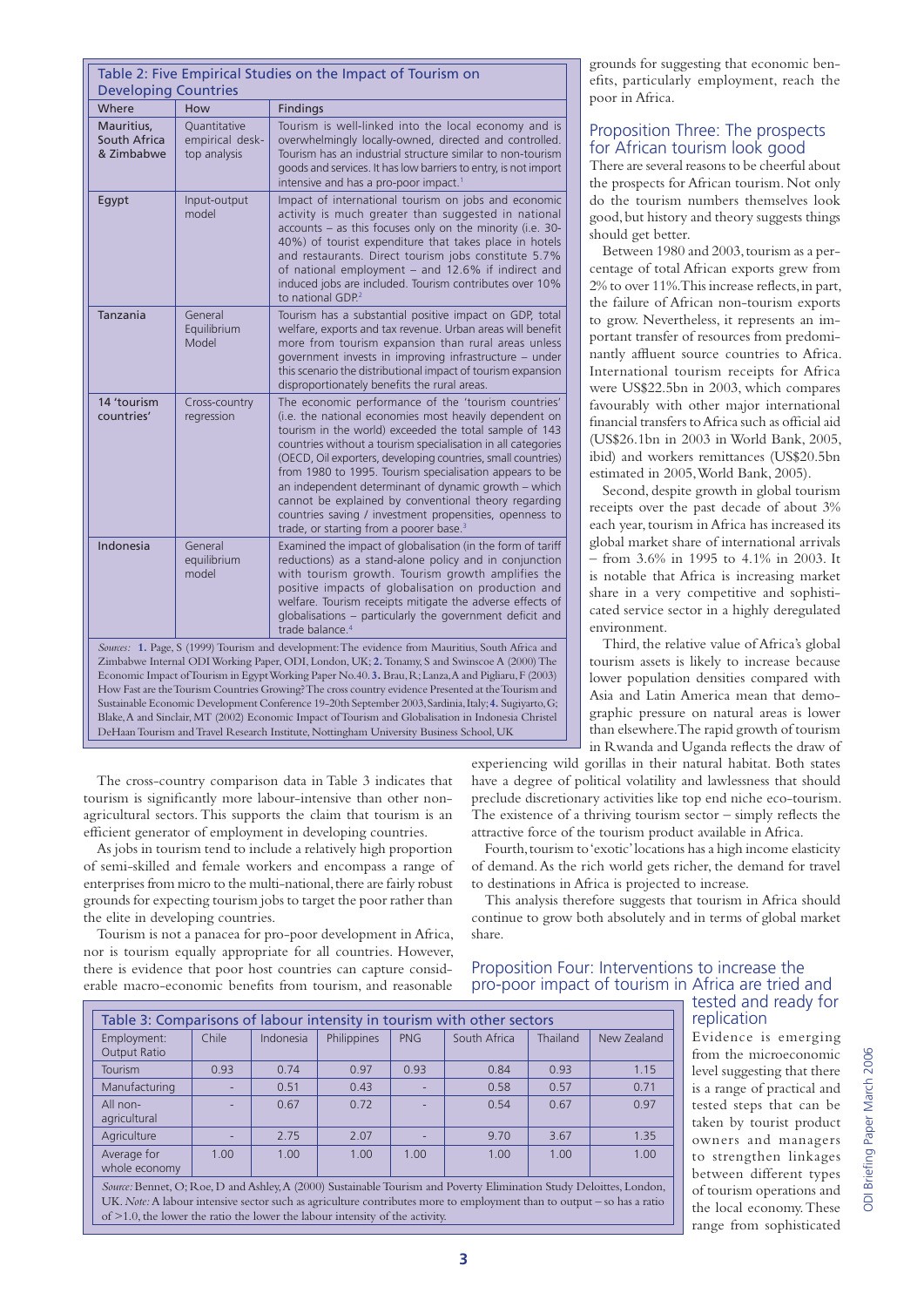**Table 2: Five Empirical Studies on the Impact of Tourism on Developing Countries**

| Where | How | Findings |
|---|---|---|
| Mauritius, South Africa & Zimbabwe | Quantitative empirical desk-top analysis | Tourism is well-linked into the local economy and is overwhelmingly locally-owned, directed and controlled. Tourism has an industrial structure similar to non-tourism goods and services. It has low barriers to entry, is not import intensive and has a pro-poor impact.[1] |
| Egypt | Input-output model | Impact of international tourism on jobs and economic activity is much greater than suggested in national accounts – as this focuses only on the minority (i.e. 30-40%) of tourist expenditure that takes place in hotels and restaurants. Direct tourism jobs constitute 5.7% of national employment – and 12.6% if indirect and induced jobs are included. Tourism contributes over 10% to national GDP.[2] |
| Tanzania | General Equilibrium Model | Tourism has a substantial positive impact on GDP, total welfare, exports and tax revenue. Urban areas will benefit more from tourism expansion than rural areas unless government invests in improving infrastructure – under this scenario the distributional impact of tourism expansion disproportionately benefits the rural areas. |
| 14 'tourism countries' | Cross-country regression | The economic performance of the 'tourism countries' (i.e. the national economies most heavily dependent on tourism in the world) exceeded the total sample of 143 countries without a tourism specialisation in all categories (OECD, Oil exporters, developing countries, small countries) from 1980 to 1995. Tourism specialisation appears to be an independent determinant of dynamic growth – which cannot be explained by conventional theory regarding countries saving / investment propensities, openness to trade, or starting from a poorer base.[3] |
| Indonesia | General equilibrium model | Examined the impact of globalisation (in the form of tariff reductions) as a stand-alone policy and in conjunction with tourism growth. Tourism growth amplifies the positive impacts of globalisation on production and welfare. Tourism receipts mitigate the adverse effects of globalisations – particularly the government deficit and trade balance.[4] |

*Sources:* **1.** Page, S (1999) Tourism and development: The evidence from Mauritius, South Africa and Zimbabwe Internal ODI Working Paper, ODI, London, UK; **2.** Tonamy, S and Swinscoe A (2000) The Economic Impact of Tourism in Egypt Working Paper No.40. **3.** Brau, R; Lanza, A and Pigliaru, F (2003) How Fast are the Tourism Countries Growing? The cross country evidence Presented at the Tourism and Sustainable Economic Development Conference 19-20th September 2003, Sardinia, Italy; **4.** Sugiyarto, G; Blake, A and Sinclair, MT (2002) Economic Impact of Tourism and Globalisation in Indonesia Christel DeHaan Tourism and Travel Research Institute, Nottingham University Business School, UK

The cross-country comparison data in Table 3 indicates that tourism is significantly more labour-intensive than other non-agricultural sectors. This supports the claim that tourism is an efficient generator of employment in developing countries.

As jobs in tourism tend to include a relatively high proportion of semi-skilled and female workers and encompass a range of enterprises from micro to the multi-national, there are fairly robust grounds for expecting tourism jobs to target the poor rather than the elite in developing countries.

Tourism is not a panacea for pro-poor development in Africa, nor is tourism equally appropriate for all countries. However, there is evidence that poor host countries can capture considerable macro-economic benefits from tourism, and reasonable grounds for suggesting that economic benefits, particularly employment, reach the poor in Africa.

## Proposition Three: The prospects for African tourism look good

There are several reasons to be cheerful about the prospects for African tourism. Not only do the tourism numbers themselves look good, but history and theory suggests things should get better.

Between 1980 and 2003, tourism as a percentage of total African exports grew from 2% to over 11%. This increase reflects, in part, the failure of African non-tourism exports to grow. Nevertheless, it represents an important transfer of resources from predominantly affluent source countries to Africa. International tourism receipts for Africa were US$22.5bn in 2003, which compares favourably with other major international financial transfers to Africa such as official aid (US$26.1bn in 2003 in World Bank, 2005, ibid) and workers remittances (US$20.5bn estimated in 2005, World Bank, 2005).

Second, despite growth in global tourism receipts over the past decade of about 3% each year, tourism in Africa has increased its global market share of international arrivals – from 3.6% in 1995 to 4.1% in 2003. It is notable that Africa is increasing market share in a very competitive and sophisticated service sector in a highly deregulated environment.

Third, the relative value of Africa's global tourism assets is likely to increase because lower population densities compared with Asia and Latin America mean that demographic pressure on natural areas is lower than elsewhere. The rapid growth of tourism in Rwanda and Uganda reflects the draw of experiencing wild gorillas in their natural habitat. Both states have a degree of political volatility and lawlessness that should preclude discretionary activities like top end niche eco-tourism. The existence of a thriving tourism sector – simply reflects the attractive force of the tourism product available in Africa.

Fourth, tourism to 'exotic' locations has a high income elasticity of demand. As the rich world gets richer, the demand for travel to destinations in Africa is projected to increase.

This analysis therefore suggests that tourism in Africa should continue to grow both absolutely and in terms of global market share.

## Proposition Four: Interventions to increase the pro-poor impact of tourism in Africa are tried and tested and ready for replication

Evidence is emerging from the microeconomic level suggesting that there is a range of practical and tested steps that can be taken by tourist product owners and managers to strengthen linkages between different types of tourism operations and the local economy. These range from sophisticated

**Table 3: Comparisons of labour intensity in tourism with other sectors**

| Employment: Output Ratio | Chile | Indonesia | Philippines | PNG | South Africa | Thailand | New Zealand |
|---|---|---|---|---|---|---|---|
| Tourism | 0.93 | 0.74 | 0.97 | 0.93 | 0.84 | 0.93 | 1.15 |
| Manufacturing | - | 0.51 | 0.43 | - | 0.58 | 0.57 | 0.71 |
| All non-agricultural | - | 0.67 | 0.72 | - | 0.54 | 0.67 | 0.97 |
| Agriculture | - | 2.75 | 2.07 | - | 9.70 | 3.67 | 1.35 |
| Average for whole economy | 1.00 | 1.00 | 1.00 | 1.00 | 1.00 | 1.00 | 1.00 |

*Source:* Bennet, O; Roe, D and Ashley, A (2000) Sustainable Tourism and Poverty Elimination Study Deloittes, London, UK. *Note:* A labour intensive sector such as agriculture contributes more to employment than to output – so has a ratio of >1.0, the lower the ratio the lower the labour intensity of the activity.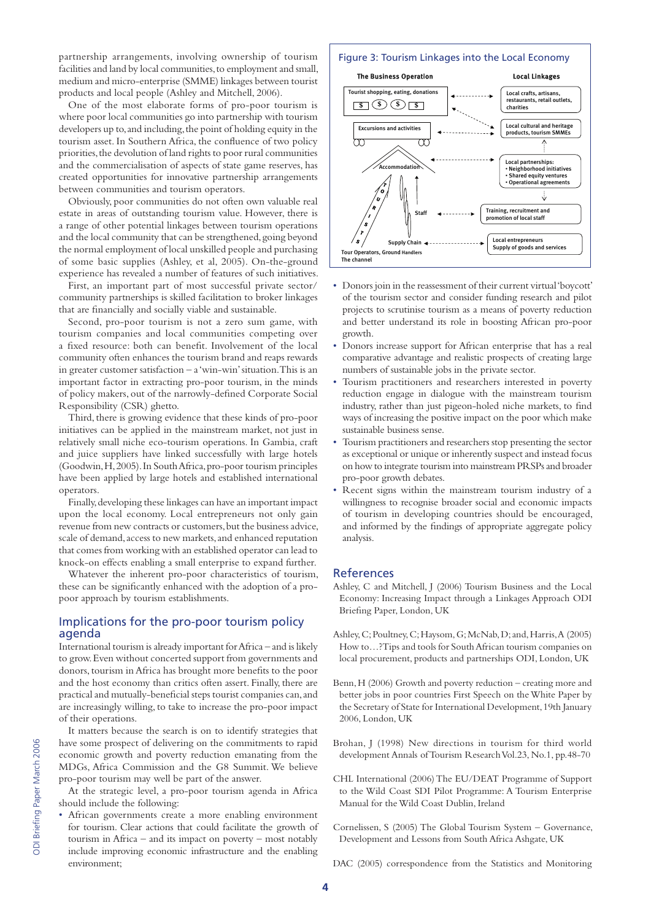partnership arrangements, involving ownership of tourism facilities and land by local communities, to employment and small, medium and micro-enterprise (SMME) linkages between tourist products and local people (Ashley and Mitchell, 2006).

One of the most elaborate forms of pro-poor tourism is where poor local communities go into partnership with tourism developers up to, and including, the point of holding equity in the tourism asset. In Southern Africa, the confluence of two policy priorities, the devolution of land rights to poor rural communities and the commercialisation of aspects of state game reserves, has created opportunities for innovative partnership arrangements between communities and tourism operators.

Obviously, poor communities do not often own valuable real estate in areas of outstanding tourism value. However, there is a range of other potential linkages between tourism operations and the local community that can be strengthened, going beyond the normal employment of local unskilled people and purchasing of some basic supplies (Ashley, et al, 2005). On-the-ground experience has revealed a number of features of such initiatives.

First, an important part of most successful private sector/community partnerships is skilled facilitation to broker linkages that are financially and socially viable and sustainable.

Second, pro-poor tourism is not a zero sum game, with tourism companies and local communities competing over a fixed resource: both can benefit. Involvement of the local community often enhances the tourism brand and reaps rewards in greater customer satisfaction – a 'win-win' situation. This is an important factor in extracting pro-poor tourism, in the minds of policy makers, out of the narrowly-defined Corporate Social Responsibility (CSR) ghetto.

Third, there is growing evidence that these kinds of pro-poor initiatives can be applied in the mainstream market, not just in relatively small niche eco-tourism operations. In Gambia, craft and juice suppliers have linked successfully with large hotels (Goodwin, H, 2005). In South Africa, pro-poor tourism principles have been applied by large hotels and established international operators.

Finally, developing these linkages can have an important impact upon the local economy. Local entrepreneurs not only gain revenue from new contracts or customers, but the business advice, scale of demand, access to new markets, and enhanced reputation that comes from working with an established operator can lead to knock-on effects enabling a small enterprise to expand further.

Whatever the inherent pro-poor characteristics of tourism, these can be significantly enhanced with the adoption of a pro-poor approach by tourism establishments.

## Implications for the pro-poor tourism policy agenda

International tourism is already important for Africa – and is likely to grow. Even without concerted support from governments and donors, tourism in Africa has brought more benefits to the poor and the host economy than critics often assert. Finally, there are practical and mutually-beneficial steps tourist companies can, and are increasingly willing, to take to increase the pro-poor impact of their operations.

It matters because the search is on to identify strategies that have some prospect of delivering on the commitments to rapid economic growth and poverty reduction emanating from the MDGs, Africa Commission and the G8 Summit. We believe pro-poor tourism may well be part of the answer.

At the strategic level, a pro-poor tourism agenda in Africa should include the following:

- African governments create a more enabling environment for tourism. Clear actions that could facilitate the growth of tourism in Africa – and its impact on poverty – most notably include improving economic infrastructure and the enabling environment;

Figure 3: Tourism Linkages into the Local Economy

| The Business Operation | Local Linkages |
|---|---|
| Tourist shopping, eating, donations | Local crafts, artisans, restaurants, retail outlets, charities |
| Excursions and activities | Local cultural and heritage products, tourism SMMEs |
| Accommodation | Local partnerships: • Neighborhood initiatives • Shared equity ventures • Operational agreements |
| Staff | Training, recruitment and promotion of local staff |
| Supply Chain | Local entrepreneurs Supply of goods and services |
| Tour Operators, Ground Handlers The channel (TOURISTS) | |

- Donors join in the reassessment of their current virtual 'boycott' of the tourism sector and consider funding research and pilot projects to scrutinise tourism as a means of poverty reduction and better understand its role in boosting African pro-poor growth.
- Donors increase support for African enterprise that has a real comparative advantage and realistic prospects of creating large numbers of sustainable jobs in the private sector.
- Tourism practitioners and researchers interested in poverty reduction engage in dialogue with the mainstream tourism industry, rather than just pigeon-holed niche markets, to find ways of increasing the positive impact on the poor which make sustainable business sense.
- Tourism practitioners and researchers stop presenting the sector as exceptional or unique or inherently suspect and instead focus on how to integrate tourism into mainstream PRSPs and broader pro-poor growth debates.
- Recent signs within the mainstream tourism industry of a willingness to recognise broader social and economic impacts of tourism in developing countries should be encouraged, and informed by the findings of appropriate aggregate policy analysis.

## References

Ashley, C and Mitchell, J (2006) Tourism Business and the Local Economy: Increasing Impact through a Linkages Approach ODI Briefing Paper, London, UK

Ashley, C; Poultney, C; Haysom, G; McNab, D; and, Harris, A (2005) How to…?Tips and tools for South African tourism companies on local procurement, products and partnerships ODI, London, UK

Benn, H (2006) Growth and poverty reduction – creating more and better jobs in poor countries First Speech on the White Paper by the Secretary of State for International Development, 19th January 2006, London, UK

Brohan, J (1998) New directions in tourism for third world development Annals of Tourism Research Vol.23, No.1, pp.48-70

CHL International (2006) The EU/DEAT Programme of Support to the Wild Coast SDI Pilot Programme: A Tourism Enterprise Manual for the Wild Coast Dublin, Ireland

Cornelissen, S (2005) The Global Tourism System – Governance, Development and Lessons from South Africa Ashgate, UK

DAC (2005) correspondence from the Statistics and Monitoring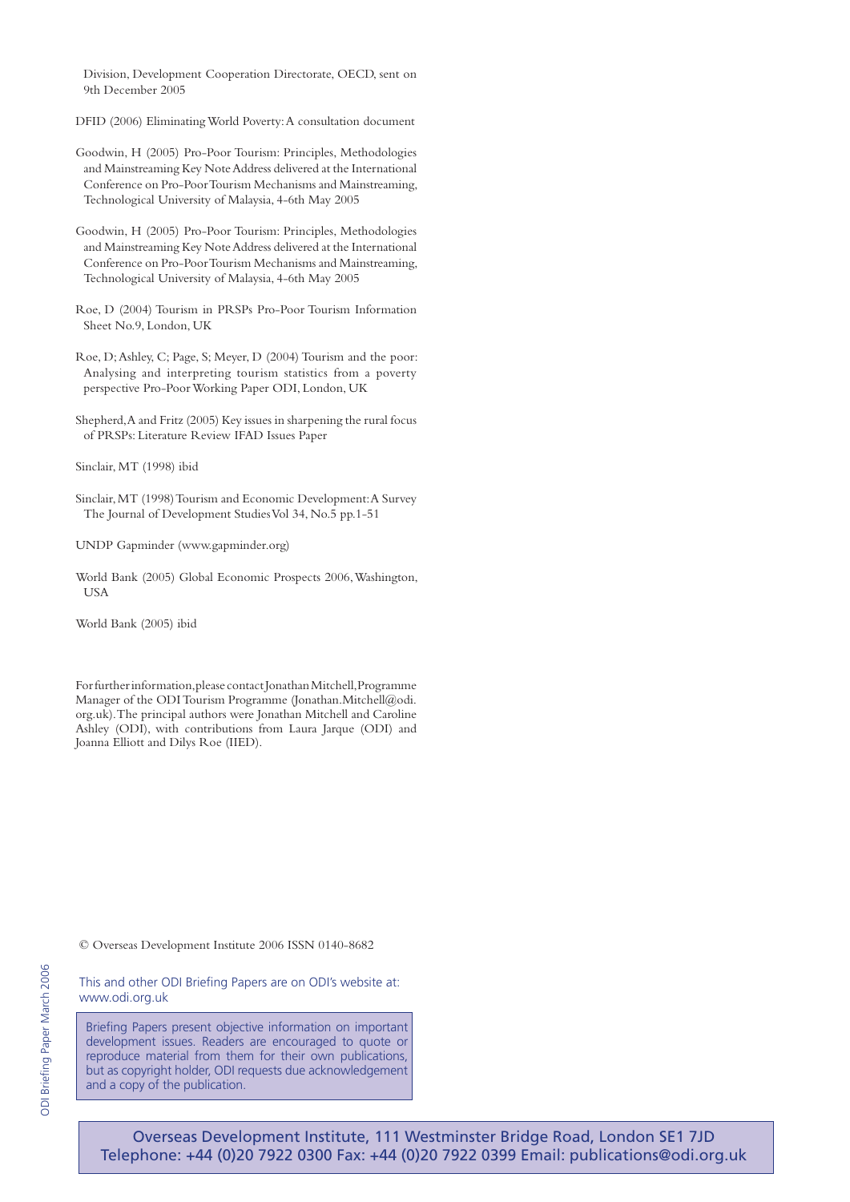Division, Development Cooperation Directorate, OECD, sent on 9th December 2005

DFID (2006) Eliminating World Poverty: A consultation document

Goodwin, H (2005) Pro-Poor Tourism: Principles, Methodologies and Mainstreaming Key Note Address delivered at the International Conference on Pro-Poor Tourism Mechanisms and Mainstreaming, Technological University of Malaysia, 4-6th May 2005

Goodwin, H (2005) Pro-Poor Tourism: Principles, Methodologies and Mainstreaming Key Note Address delivered at the International Conference on Pro-Poor Tourism Mechanisms and Mainstreaming, Technological University of Malaysia, 4-6th May 2005

Roe, D (2004) Tourism in PRSPs Pro-Poor Tourism Information Sheet No.9, London, UK

Roe, D; Ashley, C; Page, S; Meyer, D (2004) Tourism and the poor: Analysing and interpreting tourism statistics from a poverty perspective Pro-Poor Working Paper ODI, London, UK

Shepherd, A and Fritz (2005) Key issues in sharpening the rural focus of PRSPs: Literature Review IFAD Issues Paper

Sinclair, MT (1998) ibid

Sinclair, MT (1998) Tourism and Economic Development: A Survey The Journal of Development Studies Vol 34, No.5 pp.1-51

UNDP Gapminder (www.gapminder.org)

World Bank (2005) Global Economic Prospects 2006, Washington, USA

World Bank (2005) ibid

For further information, please contact Jonathan Mitchell, Programme Manager of the ODI Tourism Programme (Jonathan.Mitchell@odi.org.uk). The principal authors were Jonathan Mitchell and Caroline Ashley (ODI), with contributions from Laura Jarque (ODI) and Joanna Elliott and Dilys Roe (IIED).

© Overseas Development Institute 2006 ISSN 0140-8682

This and other ODI Briefing Papers are on ODI's website at: www.odi.org.uk

Briefing Papers present objective information on important development issues. Readers are encouraged to quote or reproduce material from them for their own publications, but as copyright holder, ODI requests due acknowledgement and a copy of the publication.

Overseas Development Institute, 111 Westminster Bridge Road, London SE1 7JD
Telephone: +44 (0)20 7922 0300 Fax: +44 (0)20 7922 0399 Email: publications@odi.org.uk